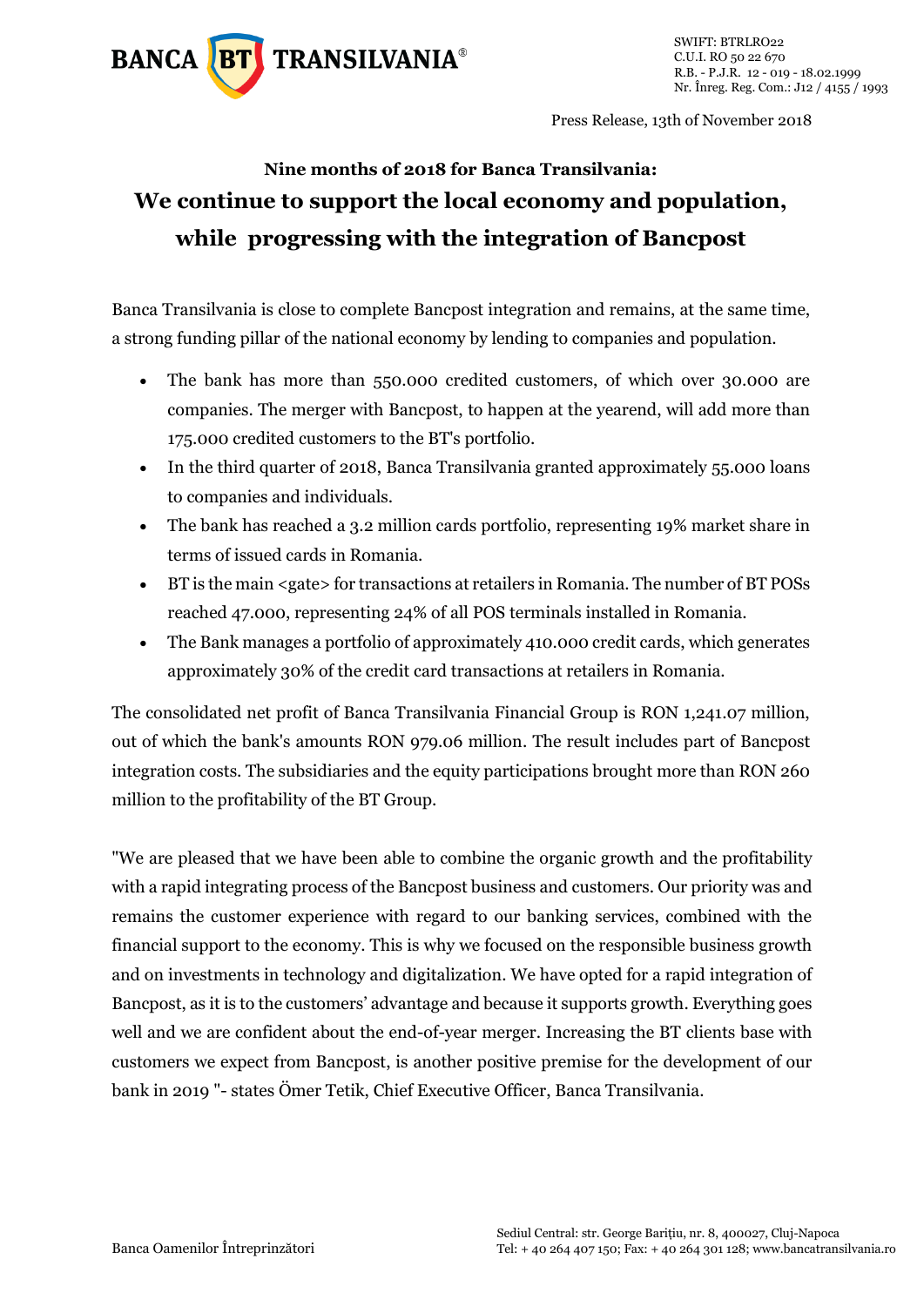Press Release, 13th of November 2018

## Nine months of 2018 for Banca Transilvania:

# We continue to support the local economy and population, while progressing with the integration of Bancpost

Banca Transilvania is close to complete Bancpost integration and remains, at the same time, a strong funding pillar of the national economy by lending to companies and population.

- The bank has more than 550.000 credited customers, of which over 30.000 are companies. The merger with Bancpost, to happen at the yearend, will add more than 175.000 credited customers to the BT's portfolio.
- In the third quarter of 2018, Banca Transilvania granted approximately 55.000 loans to companies and individuals.
- The bank has reached a 3.2 million cards portfolio, representing 19% market share in terms of issued cards in Romania.
- BT is the main <gate> for transactions at retailers in Romania. The number of BT POSs reached 47.000, representing 24% of all POS terminals installed in Romania.
- The Bank manages a portfolio of approximately 410.000 credit cards, which generates approximately 30% of the credit card transactions at retailers in Romania.

The consolidated net profit of Banca Transilvania Financial Group is RON 1,241.07 million, out of which the bank's amounts RON 979.06 million. The result includes part of Bancpost integration costs. The subsidiaries and the equity participations brought more than RON 260 million to the profitability of the BT Group.

"We are pleased that we have been able to combine the organic growth and the profitability with a rapid integrating process of the Bancpost business and customers. Our priority was and remains the customer experience with regard to our banking services, combined with the financial support to the economy. This is why we focused on the responsible business growth and on investments in technology and digitalization. We have opted for a rapid integration of Bancpost, as it is to the customers' advantage and because it supports growth. Everything goes well and we are confident about the end-of-year merger. Increasing the BT clients base with customers we expect from Bancpost, is another positive premise for the development of our bank in 2019 "- states Ömer Tetik, Chief Executive Officer, Banca Transilvania.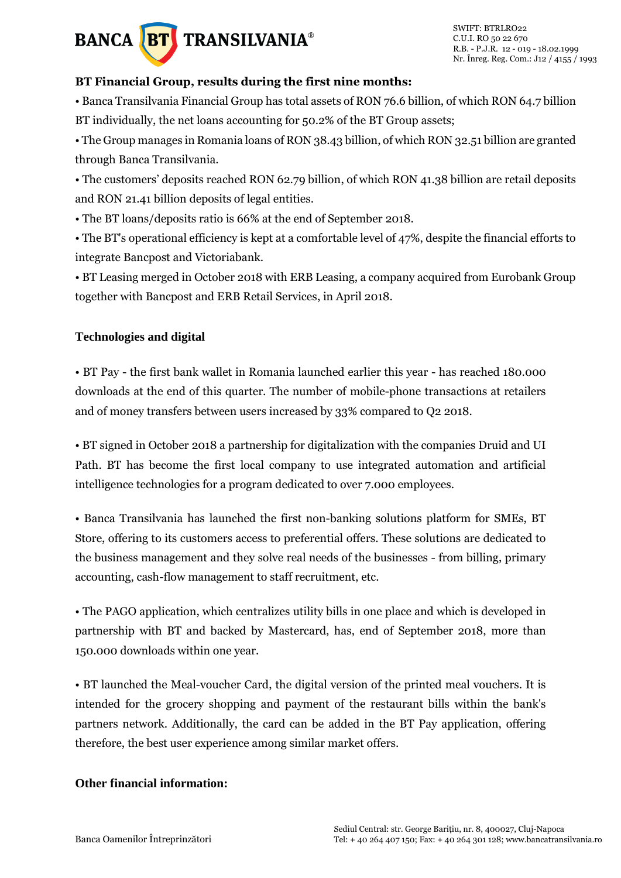**BT Financial Group, results during the first nine months:**

• Banca Transilvania Financial Group has total assets of RON 76.6 billion, of which RON 64.7 billion BT individually, the net loans accounting for 50.2% of the BT Group assets;

• The Group manages in Romania loans of RON 38.43 billion, of which RON 32.51 billion are granted through Banca Transilvania.

• The customers' deposits reached RON 62.79 billion, of which RON 41.38 billion are retail deposits and RON 21.41 billion deposits of legal entities.

• The BT loans/deposits ratio is 66% at the end of September 2018.

• The BT's operational efficiency is kept at a comfortable level of 47%, despite the financial efforts to integrate Bancpost and Victoriabank.

• BT Leasing merged in October 2018 with ERB Leasing, a company acquired from Eurobank Group together with Bancpost and ERB Retail Services, in April 2018.

**Technologies and digital**

• BT Pay - the first bank wallet in Romania launched earlier this year - has reached 180.000 downloads at the end of this quarter. The number of mobile-phone transactions at retailers and of money transfers between users increased by 33% compared to Q2 2018.

• BT signed in October 2018 a partnership for digitalization with the companies Druid and UI Path. BT has become the first local company to use integrated automation and artificial intelligence technologies for a program dedicated to over 7.000 employees.

• Banca Transilvania has launched the first non-banking solutions platform for SMEs, BT Store, offering to its customers access to preferential offers. These solutions are dedicated to the business management and they solve real needs of the businesses - from billing, primary accounting, cash-flow management to staff recruitment, etc.

• The PAGO application, which centralizes utility bills in one place and which is developed in partnership with BT and backed by Mastercard, has, end of September 2018, more than 150.000 downloads within one year.

• BT launched the Meal-voucher Card, the digital version of the printed meal vouchers. It is intended for the grocery shopping and payment of the restaurant bills within the bank's partners network. Additionally, the card can be added in the BT Pay application, offering therefore, the best user experience among similar market offers.

**Other financial information:**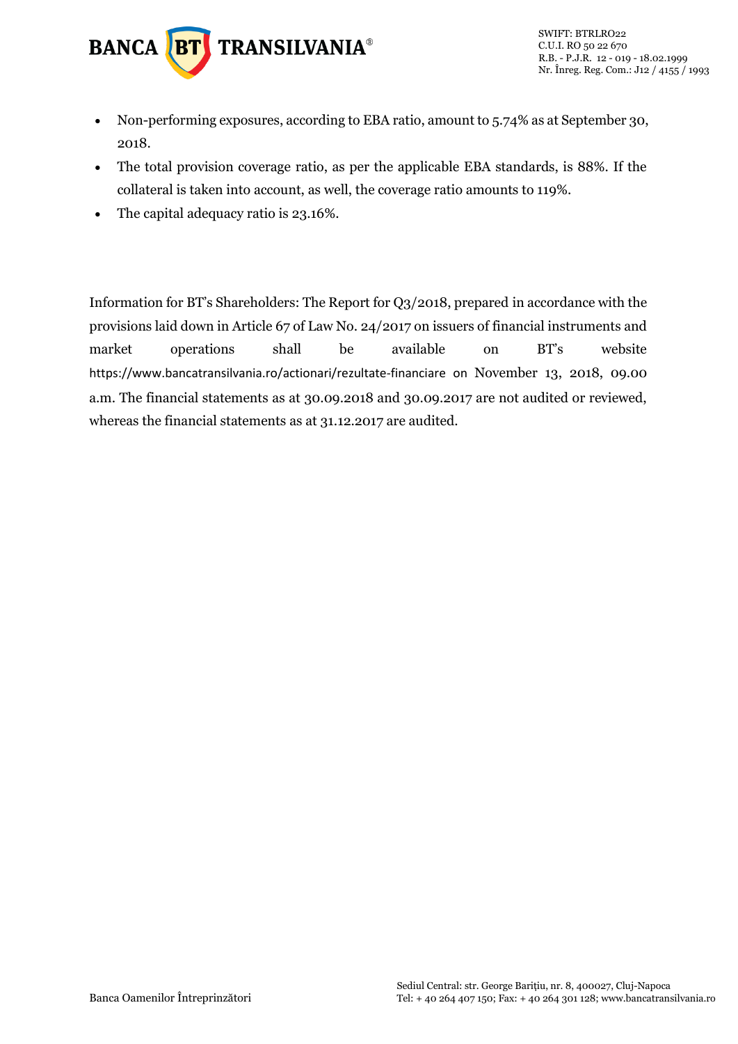- Non-performing exposures, according to EBA ratio, amount to 5.74% as at September 30, 2018.
- The total provision coverage ratio, as per the applicable EBA standards, is 88%. If the collateral is taken into account, as well, the coverage ratio amounts to 119%.
- The capital adequacy ratio is 23.16%.

Information for BT's Shareholders: The Report for Q3/2018, prepared in accordance with the provisions laid down in Article 67 of Law No. 24/2017 on issuers of financial instruments and market operations shall be available on BT's website https://www.bancatransilvania.ro/actionari/rezultate-financiare on November 13, 2018, 09.00 a.m. The financial statements as at 30.09.2018 and 30.09.2017 are not audited or reviewed, whereas the financial statements as at 31.12.2017 are audited.